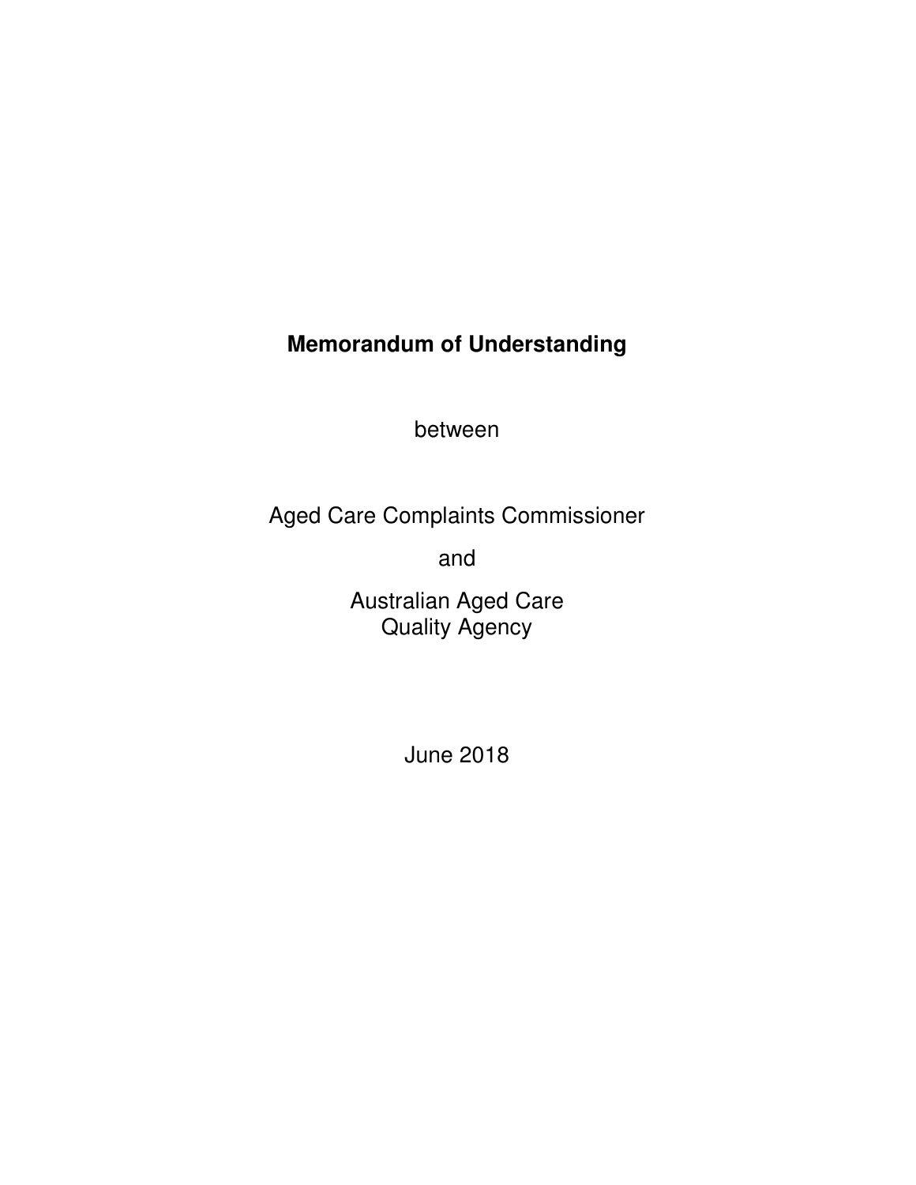# Memorandum of Understanding

between

Aged Care Complaints Commissioner

and

Australian Aged Care Quality Agency

June 2018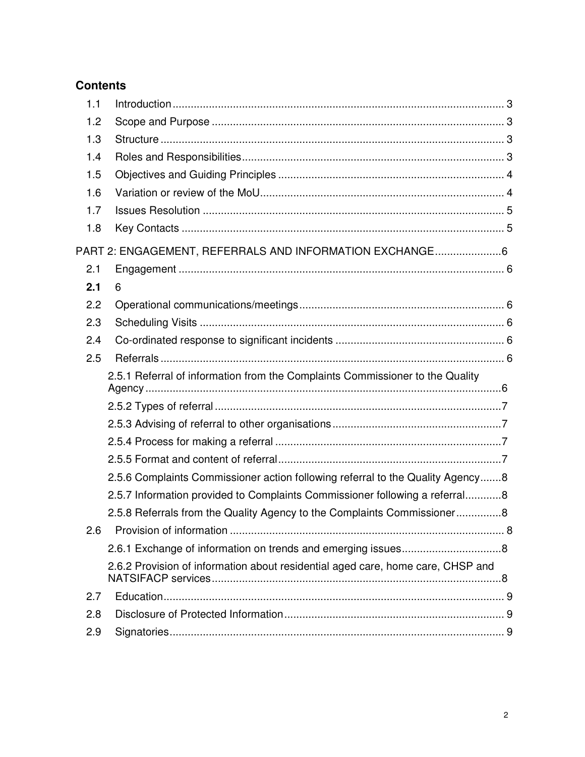## Contents

| | | |
|---|---|---|
| 1.1 | Introduction | 3 |
| 1.2 | Scope and Purpose | 3 |
| 1.3 | Structure | 3 |
| 1.4 | Roles and Responsibilities | 3 |
| 1.5 | Objectives and Guiding Principles | 4 |
| 1.6 | Variation or review of the MoU | 4 |
| 1.7 | Issues Resolution | 5 |
| 1.8 | Key Contacts | 5 |

PART 2: ENGAGEMENT, REFERRALS AND INFORMATION EXCHANGE ...... 6

| | | |
|---|---|---|
| 2.1 | Engagement | 6 |
| **2.1** | 6 | |
| 2.2 | Operational communications/meetings | 6 |
| 2.3 | Scheduling Visits | 6 |
| 2.4 | Co-ordinated response to significant incidents | 6 |
| 2.5 | Referrals | 6 |
| | 2.5.1 Referral of information from the Complaints Commissioner to the Quality Agency | 6 |
| | 2.5.2 Types of referral | 7 |
| | 2.5.3 Advising of referral to other organisations | 7 |
| | 2.5.4 Process for making a referral | 7 |
| | 2.5.5 Format and content of referral | 7 |
| | 2.5.6 Complaints Commissioner action following referral to the Quality Agency | 8 |
| | 2.5.7 Information provided to Complaints Commissioner following a referral | 8 |
| | 2.5.8 Referrals from the Quality Agency to the Complaints Commissioner | 8 |
| 2.6 | Provision of information | 8 |
| | 2.6.1 Exchange of information on trends and emerging issues | 8 |
| | 2.6.2 Provision of information about residential aged care, home care, CHSP and NATSIFACP services | 8 |
| 2.7 | Education | 9 |
| 2.8 | Disclosure of Protected Information | 9 |
| 2.9 | Signatories | 9 |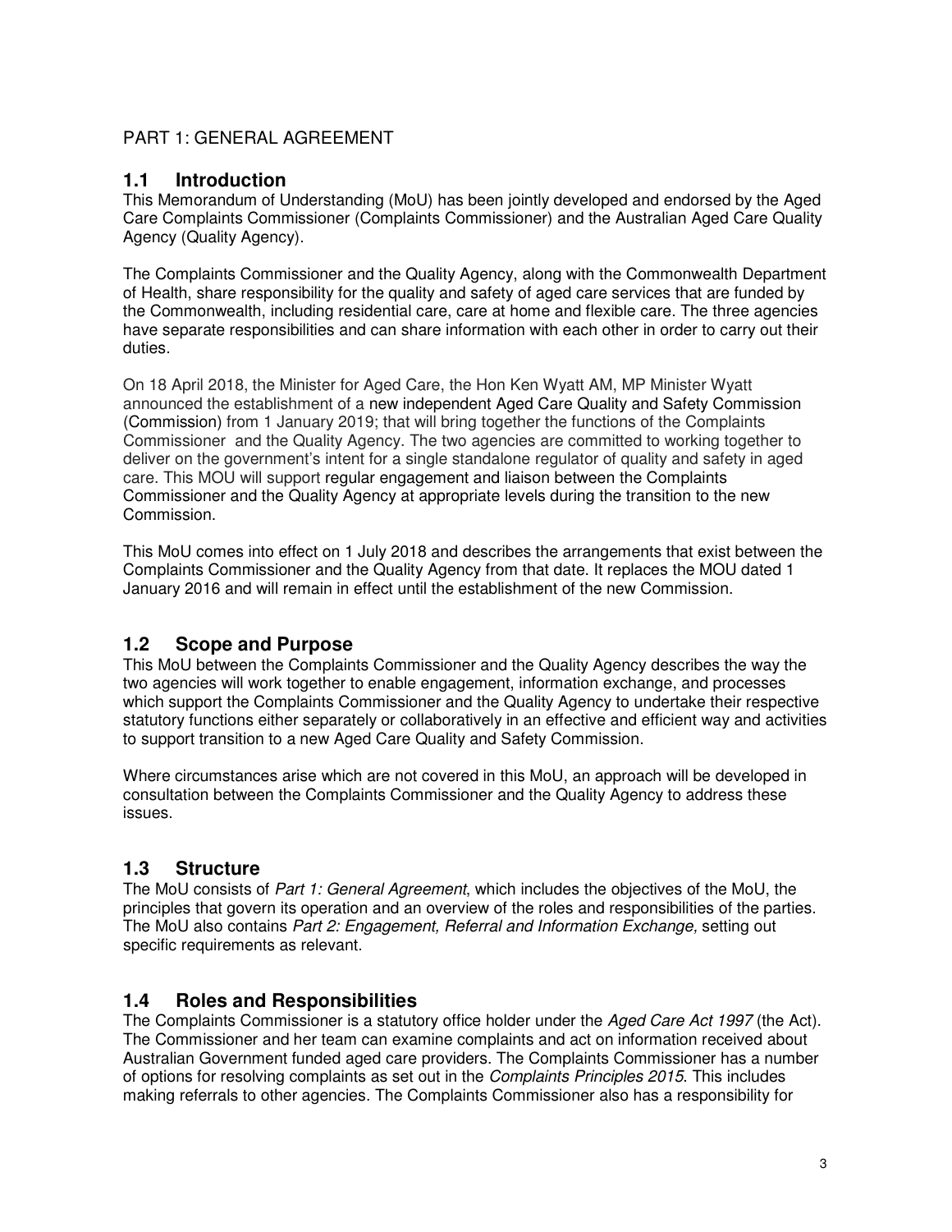PART 1: GENERAL AGREEMENT

## 1.1 Introduction

This Memorandum of Understanding (MoU) has been jointly developed and endorsed by the Aged Care Complaints Commissioner (Complaints Commissioner) and the Australian Aged Care Quality Agency (Quality Agency).

The Complaints Commissioner and the Quality Agency, along with the Commonwealth Department of Health, share responsibility for the quality and safety of aged care services that are funded by the Commonwealth, including residential care, care at home and flexible care. The three agencies have separate responsibilities and can share information with each other in order to carry out their duties.

On 18 April 2018, the Minister for Aged Care, the Hon Ken Wyatt AM, MP Minister Wyatt announced the establishment of a new independent Aged Care Quality and Safety Commission (Commission) from 1 January 2019; that will bring together the functions of the Complaints Commissioner and the Quality Agency. The two agencies are committed to working together to deliver on the government's intent for a single standalone regulator of quality and safety in aged care. This MOU will support regular engagement and liaison between the Complaints Commissioner and the Quality Agency at appropriate levels during the transition to the new Commission.

This MoU comes into effect on 1 July 2018 and describes the arrangements that exist between the Complaints Commissioner and the Quality Agency from that date. It replaces the MOU dated 1 January 2016 and will remain in effect until the establishment of the new Commission.

## 1.2 Scope and Purpose

This MoU between the Complaints Commissioner and the Quality Agency describes the way the two agencies will work together to enable engagement, information exchange, and processes which support the Complaints Commissioner and the Quality Agency to undertake their respective statutory functions either separately or collaboratively in an effective and efficient way and activities to support transition to a new Aged Care Quality and Safety Commission.

Where circumstances arise which are not covered in this MoU, an approach will be developed in consultation between the Complaints Commissioner and the Quality Agency to address these issues.

## 1.3 Structure

The MoU consists of *Part 1: General Agreement*, which includes the objectives of the MoU, the principles that govern its operation and an overview of the roles and responsibilities of the parties. The MoU also contains *Part 2: Engagement, Referral and Information Exchange,* setting out specific requirements as relevant.

## 1.4 Roles and Responsibilities

The Complaints Commissioner is a statutory office holder under the *Aged Care Act 1997* (the Act). The Commissioner and her team can examine complaints and act on information received about Australian Government funded aged care providers. The Complaints Commissioner has a number of options for resolving complaints as set out in the *Complaints Principles 2015*. This includes making referrals to other agencies. The Complaints Commissioner also has a responsibility for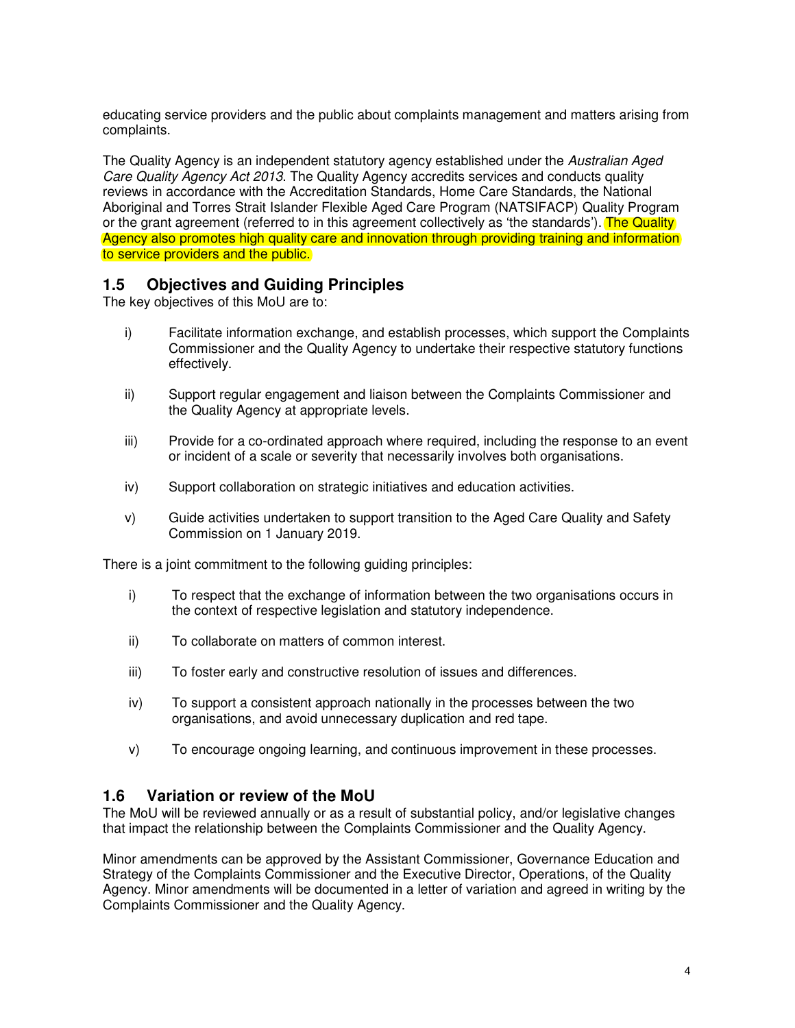educating service providers and the public about complaints management and matters arising from complaints.

The Quality Agency is an independent statutory agency established under the *Australian Aged Care Quality Agency Act 2013*. The Quality Agency accredits services and conducts quality reviews in accordance with the Accreditation Standards, Home Care Standards, the National Aboriginal and Torres Strait Islander Flexible Aged Care Program (NATSIFACP) Quality Program or the grant agreement (referred to in this agreement collectively as 'the standards'). The Quality Agency also promotes high quality care and innovation through providing training and information to service providers and the public.

## 1.5 Objectives and Guiding Principles

The key objectives of this MoU are to:

i) Facilitate information exchange, and establish processes, which support the Complaints Commissioner and the Quality Agency to undertake their respective statutory functions effectively.

ii) Support regular engagement and liaison between the Complaints Commissioner and the Quality Agency at appropriate levels.

iii) Provide for a co-ordinated approach where required, including the response to an event or incident of a scale or severity that necessarily involves both organisations.

iv) Support collaboration on strategic initiatives and education activities.

v) Guide activities undertaken to support transition to the Aged Care Quality and Safety Commission on 1 January 2019.

There is a joint commitment to the following guiding principles:

i) To respect that the exchange of information between the two organisations occurs in the context of respective legislation and statutory independence.

ii) To collaborate on matters of common interest.

iii) To foster early and constructive resolution of issues and differences.

iv) To support a consistent approach nationally in the processes between the two organisations, and avoid unnecessary duplication and red tape.

v) To encourage ongoing learning, and continuous improvement in these processes.

## 1.6 Variation or review of the MoU

The MoU will be reviewed annually or as a result of substantial policy, and/or legislative changes that impact the relationship between the Complaints Commissioner and the Quality Agency.

Minor amendments can be approved by the Assistant Commissioner, Governance Education and Strategy of the Complaints Commissioner and the Executive Director, Operations, of the Quality Agency. Minor amendments will be documented in a letter of variation and agreed in writing by the Complaints Commissioner and the Quality Agency.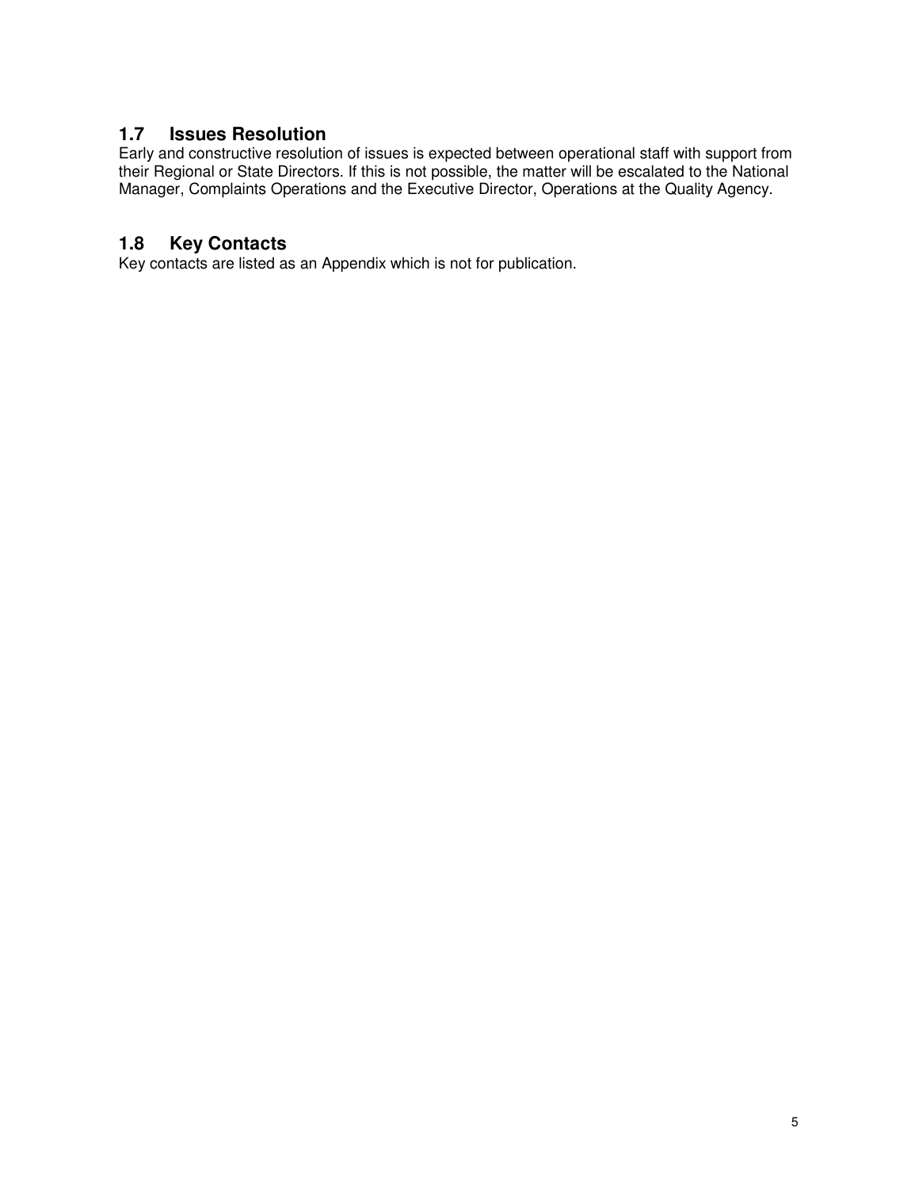## 1.7 Issues Resolution

Early and constructive resolution of issues is expected between operational staff with support from their Regional or State Directors. If this is not possible, the matter will be escalated to the National Manager, Complaints Operations and the Executive Director, Operations at the Quality Agency.

## 1.8 Key Contacts

Key contacts are listed as an Appendix which is not for publication.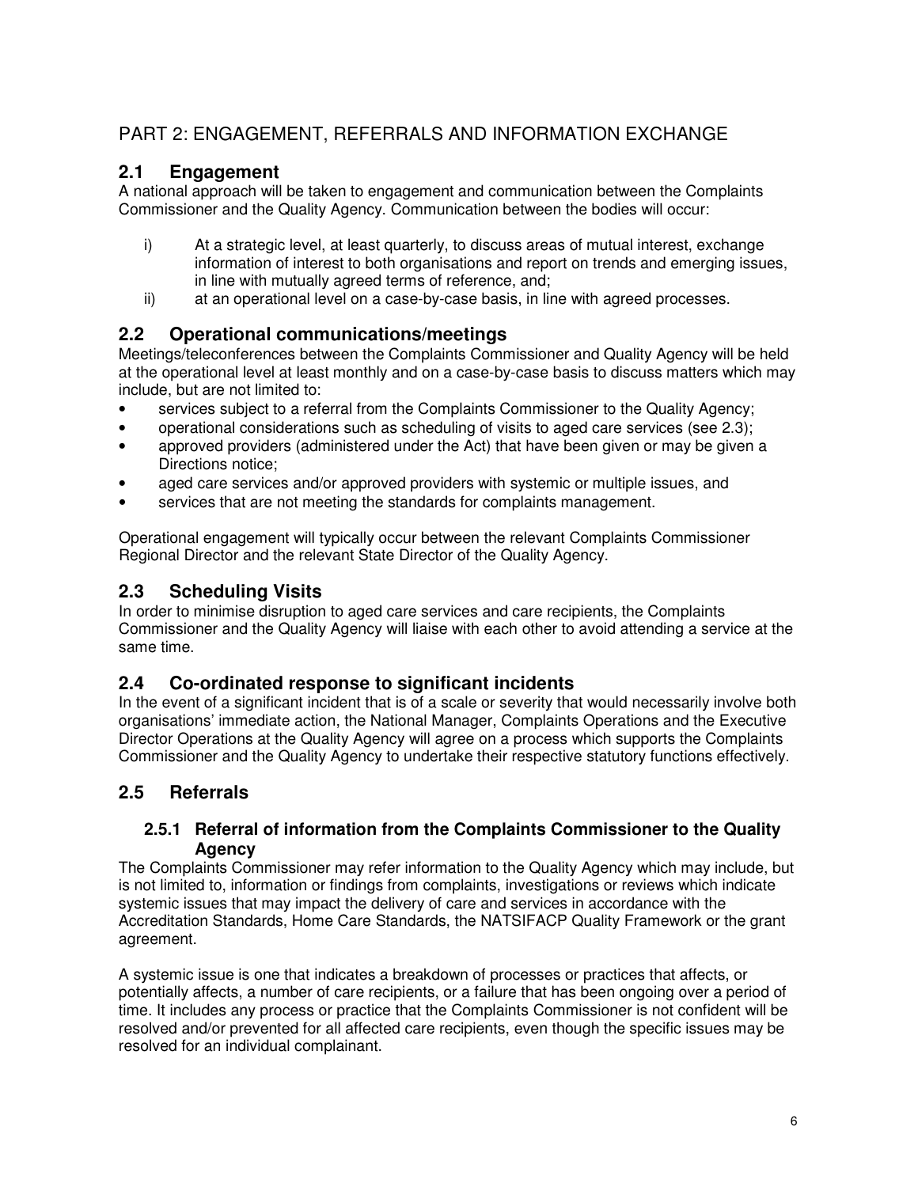# PART 2: ENGAGEMENT, REFERRALS AND INFORMATION EXCHANGE

## 2.1 Engagement

A national approach will be taken to engagement and communication between the Complaints Commissioner and the Quality Agency. Communication between the bodies will occur:

i) At a strategic level, at least quarterly, to discuss areas of mutual interest, exchange information of interest to both organisations and report on trends and emerging issues, in line with mutually agreed terms of reference, and;

ii) at an operational level on a case-by-case basis, in line with agreed processes.

## 2.2 Operational communications/meetings

Meetings/teleconferences between the Complaints Commissioner and Quality Agency will be held at the operational level at least monthly and on a case-by-case basis to discuss matters which may include, but are not limited to:

- services subject to a referral from the Complaints Commissioner to the Quality Agency;
- operational considerations such as scheduling of visits to aged care services (see 2.3);
- approved providers (administered under the Act) that have been given or may be given a Directions notice;
- aged care services and/or approved providers with systemic or multiple issues, and
- services that are not meeting the standards for complaints management.

Operational engagement will typically occur between the relevant Complaints Commissioner Regional Director and the relevant State Director of the Quality Agency.

## 2.3 Scheduling Visits

In order to minimise disruption to aged care services and care recipients, the Complaints Commissioner and the Quality Agency will liaise with each other to avoid attending a service at the same time.

## 2.4 Co-ordinated response to significant incidents

In the event of a significant incident that is of a scale or severity that would necessarily involve both organisations' immediate action, the National Manager, Complaints Operations and the Executive Director Operations at the Quality Agency will agree on a process which supports the Complaints Commissioner and the Quality Agency to undertake their respective statutory functions effectively.

## 2.5 Referrals

### 2.5.1 Referral of information from the Complaints Commissioner to the Quality Agency

The Complaints Commissioner may refer information to the Quality Agency which may include, but is not limited to, information or findings from complaints, investigations or reviews which indicate systemic issues that may impact the delivery of care and services in accordance with the Accreditation Standards, Home Care Standards, the NATSIFACP Quality Framework or the grant agreement.

A systemic issue is one that indicates a breakdown of processes or practices that affects, or potentially affects, a number of care recipients, or a failure that has been ongoing over a period of time. It includes any process or practice that the Complaints Commissioner is not confident will be resolved and/or prevented for all affected care recipients, even though the specific issues may be resolved for an individual complainant.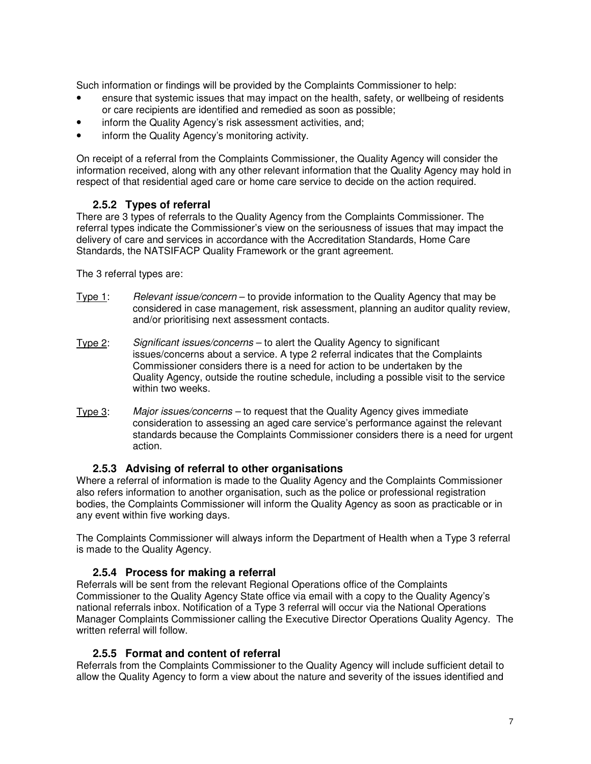Such information or findings will be provided by the Complaints Commissioner to help:

- ensure that systemic issues that may impact on the health, safety, or wellbeing of residents or care recipients are identified and remedied as soon as possible;
- inform the Quality Agency's risk assessment activities, and;
- inform the Quality Agency's monitoring activity.

On receipt of a referral from the Complaints Commissioner, the Quality Agency will consider the information received, along with any other relevant information that the Quality Agency may hold in respect of that residential aged care or home care service to decide on the action required.

### 2.5.2 Types of referral

There are 3 types of referrals to the Quality Agency from the Complaints Commissioner. The referral types indicate the Commissioner's view on the seriousness of issues that may impact the delivery of care and services in accordance with the Accreditation Standards, Home Care Standards, the NATSIFACP Quality Framework or the grant agreement.

The 3 referral types are:

<u>Type 1</u>: *Relevant issue/concern* – to provide information to the Quality Agency that may be considered in case management, risk assessment, planning an auditor quality review, and/or prioritising next assessment contacts.

<u>Type 2</u>: *Significant issues/concerns* – to alert the Quality Agency to significant issues/concerns about a service. A type 2 referral indicates that the Complaints Commissioner considers there is a need for action to be undertaken by the Quality Agency, outside the routine schedule, including a possible visit to the service within two weeks.

<u>Type 3</u>: *Major issues/concerns* – to request that the Quality Agency gives immediate consideration to assessing an aged care service's performance against the relevant standards because the Complaints Commissioner considers there is a need for urgent action.

### 2.5.3 Advising of referral to other organisations

Where a referral of information is made to the Quality Agency and the Complaints Commissioner also refers information to another organisation, such as the police or professional registration bodies, the Complaints Commissioner will inform the Quality Agency as soon as practicable or in any event within five working days.

The Complaints Commissioner will always inform the Department of Health when a Type 3 referral is made to the Quality Agency.

### 2.5.4 Process for making a referral

Referrals will be sent from the relevant Regional Operations office of the Complaints Commissioner to the Quality Agency State office via email with a copy to the Quality Agency's national referrals inbox. Notification of a Type 3 referral will occur via the National Operations Manager Complaints Commissioner calling the Executive Director Operations Quality Agency. The written referral will follow.

### 2.5.5 Format and content of referral

Referrals from the Complaints Commissioner to the Quality Agency will include sufficient detail to allow the Quality Agency to form a view about the nature and severity of the issues identified and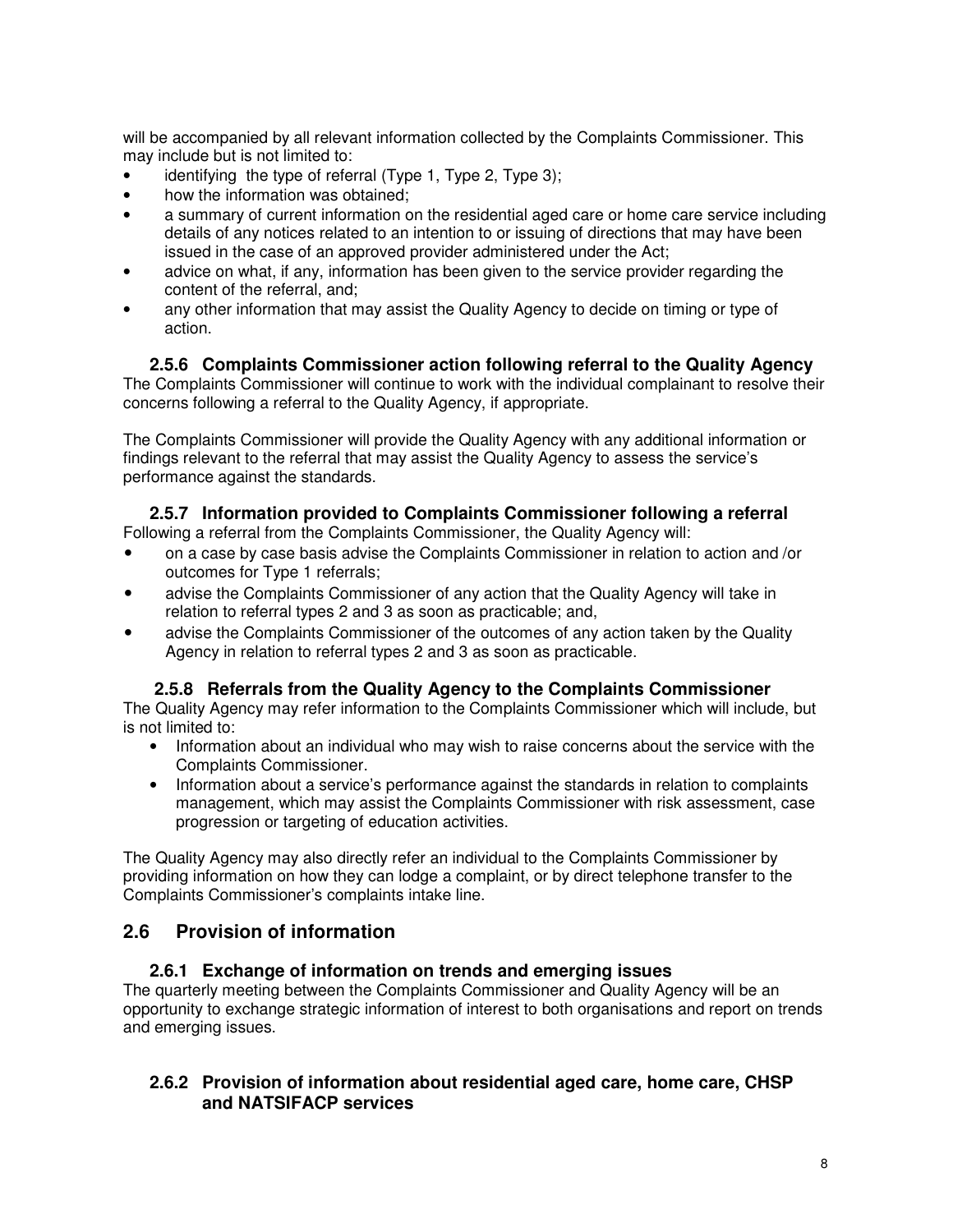will be accompanied by all relevant information collected by the Complaints Commissioner. This may include but is not limited to:

- identifying the type of referral (Type 1, Type 2, Type 3);
- how the information was obtained;
- a summary of current information on the residential aged care or home care service including details of any notices related to an intention to or issuing of directions that may have been issued in the case of an approved provider administered under the Act;
- advice on what, if any, information has been given to the service provider regarding the content of the referral, and;
- any other information that may assist the Quality Agency to decide on timing or type of action.

### 2.5.6 Complaints Commissioner action following referral to the Quality Agency

The Complaints Commissioner will continue to work with the individual complainant to resolve their concerns following a referral to the Quality Agency, if appropriate.

The Complaints Commissioner will provide the Quality Agency with any additional information or findings relevant to the referral that may assist the Quality Agency to assess the service's performance against the standards.

### 2.5.7 Information provided to Complaints Commissioner following a referral

Following a referral from the Complaints Commissioner, the Quality Agency will:

- on a case by case basis advise the Complaints Commissioner in relation to action and /or outcomes for Type 1 referrals;
- advise the Complaints Commissioner of any action that the Quality Agency will take in relation to referral types 2 and 3 as soon as practicable; and,
- advise the Complaints Commissioner of the outcomes of any action taken by the Quality Agency in relation to referral types 2 and 3 as soon as practicable.

### 2.5.8 Referrals from the Quality Agency to the Complaints Commissioner

The Quality Agency may refer information to the Complaints Commissioner which will include, but is not limited to:

- Information about an individual who may wish to raise concerns about the service with the Complaints Commissioner.
- Information about a service's performance against the standards in relation to complaints management, which may assist the Complaints Commissioner with risk assessment, case progression or targeting of education activities.

The Quality Agency may also directly refer an individual to the Complaints Commissioner by providing information on how they can lodge a complaint, or by direct telephone transfer to the Complaints Commissioner's complaints intake line.

## 2.6 Provision of information

### 2.6.1 Exchange of information on trends and emerging issues

The quarterly meeting between the Complaints Commissioner and Quality Agency will be an opportunity to exchange strategic information of interest to both organisations and report on trends and emerging issues.

### 2.6.2 Provision of information about residential aged care, home care, CHSP and NATSIFACP services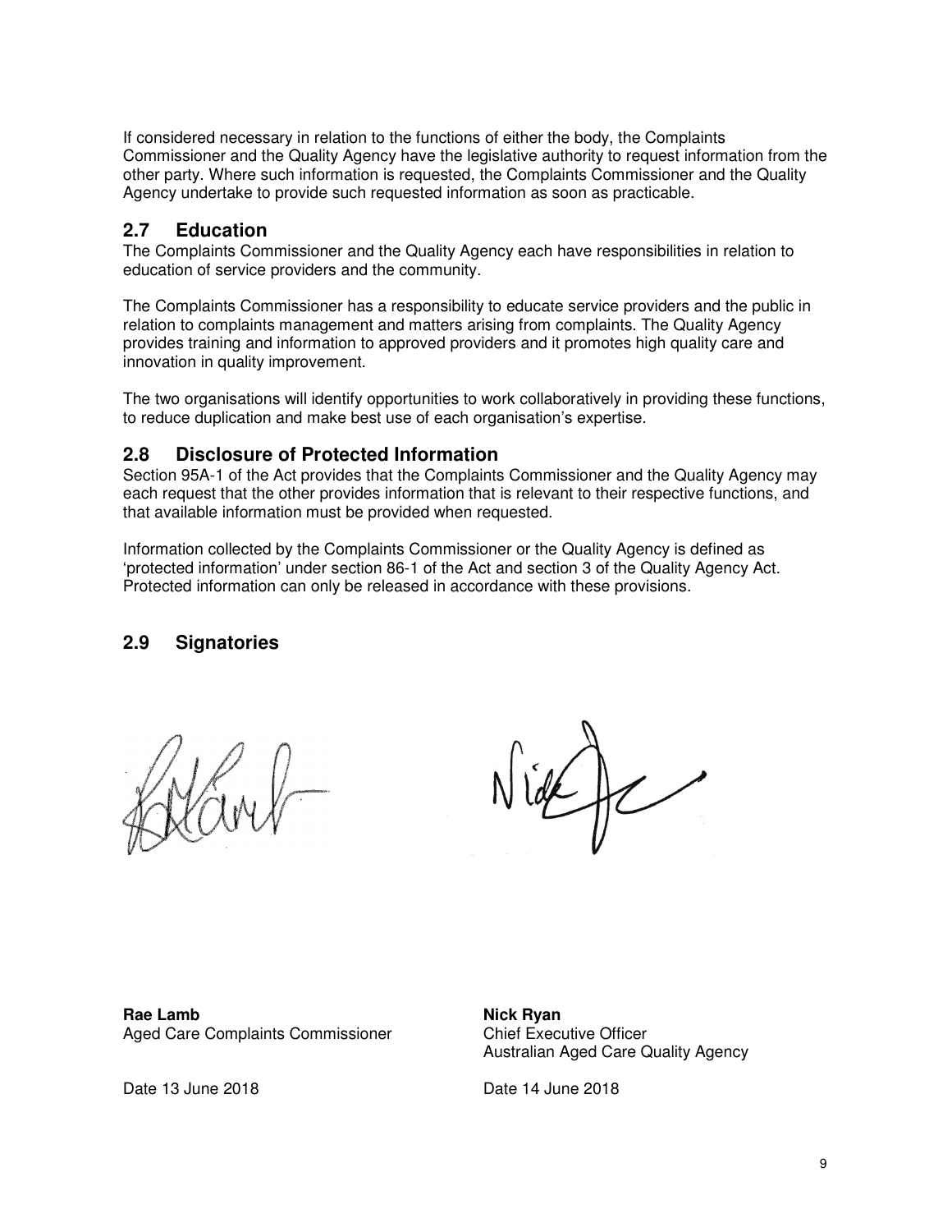If considered necessary in relation to the functions of either the body, the Complaints Commissioner and the Quality Agency have the legislative authority to request information from the other party. Where such information is requested, the Complaints Commissioner and the Quality Agency undertake to provide such requested information as soon as practicable.

## 2.7 Education

The Complaints Commissioner and the Quality Agency each have responsibilities in relation to education of service providers and the community.

The Complaints Commissioner has a responsibility to educate service providers and the public in relation to complaints management and matters arising from complaints. The Quality Agency provides training and information to approved providers and it promotes high quality care and innovation in quality improvement.

The two organisations will identify opportunities to work collaboratively in providing these functions, to reduce duplication and make best use of each organisation's expertise.

## 2.8 Disclosure of Protected Information

Section 95A-1 of the Act provides that the Complaints Commissioner and the Quality Agency may each request that the other provides information that is relevant to their respective functions, and that available information must be provided when requested.

Information collected by the Complaints Commissioner or the Quality Agency is defined as 'protected information' under section 86-1 of the Act and section 3 of the Quality Agency Act. Protected information can only be released in accordance with these provisions.

## 2.9 Signatories

**Rae Lamb**
Aged Care Complaints Commissioner

Date 13 June 2018

**Nick Ryan**
Chief Executive Officer
Australian Aged Care Quality Agency

Date 14 June 2018